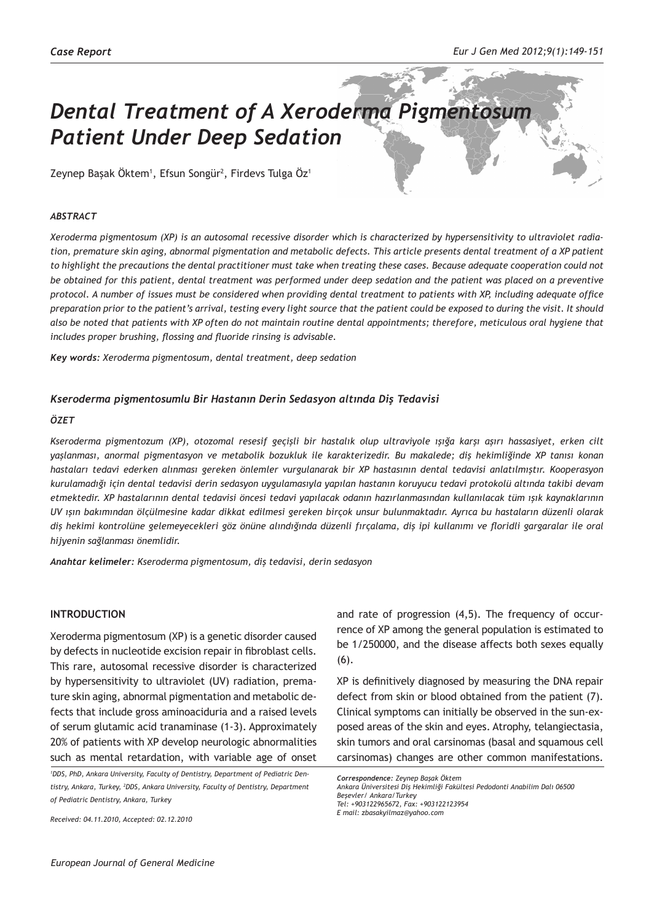*Case Report*

# Dental Treatment of A Xeroderma Pigmentosum Patient Under Deep Sedation

Zeynep Başak Öktem[1], Efsun Songür[2], Firdevs Tulga Öz[1]

### *ABSTRACT*

*Xeroderma pigmentosum (XP) is an autosomal recessive disorder which is characterized by hypersensitivity to ultraviolet radiation, premature skin aging, abnormal pigmentation and metabolic defects. This article presents dental treatment of a XP patient to highlight the precautions the dental practitioner must take when treating these cases. Because adequate cooperation could not be obtained for this patient, dental treatment was performed under deep sedation and the patient was placed on a preventive protocol. A number of issues must be considered when providing dental treatment to patients with XP, including adequate office preparation prior to the patient's arrival, testing every light source that the patient could be exposed to during the visit. It should also be noted that patients with XP often do not maintain routine dental appointments; therefore, meticulous oral hygiene that includes proper brushing, flossing and fluoride rinsing is advisable.*

***Key words:*** *Xeroderma pigmentosum, dental treatment, deep sedation*

### *Kseroderma pigmentosumlu Bir Hastanın Derin Sedasyon altında Diş Tedavisi*

### *ÖZET*

*Kseroderma pigmentozum (XP), otozomal resesif geçişli bir hastalık olup ultraviyole ışığa karşı aşırı hassasiyet, erken cilt yaşlanması, anormal pigmentasyon ve metabolik bozukluk ile karakterizedir. Bu makalede; diş hekimliğinde XP tanısı konan hastaları tedavi ederken alınması gereken önlemler vurgulanarak bir XP hastasının dental tedavisi anlatılmıştır. Kooperasyon kurulamadığı için dental tedavisi derin sedasyon uygulamasıyla yapılan hastanın koruyucu tedavi protokolü altında takibi devam etmektedir. XP hastalarının dental tedavisi öncesi tedavi yapılacak odanın hazırlanmasından kullanılacak tüm ışık kaynaklarının UV ışın bakımından ölçülmesine kadar dikkat edilmesi gereken birçok unsur bulunmaktadır. Ayrıca bu hastaların düzenli olarak diş hekimi kontrolüne gelemeyecekleri göz önüne alındığında düzenli fırçalama, diş ipi kullanımı ve floridli gargaralar ile oral hijyenin sağlanması önemlidir.*

***Anahtar kelimeler:*** *Kseroderma pigmentosum, diş tedavisi, derin sedasyon*

## INTRODUCTION

Xeroderma pigmentosum (XP) is a genetic disorder caused by defects in nucleotide excision repair in fibroblast cells. This rare, autosomal recessive disorder is characterized by hypersensitivity to ultraviolet (UV) radiation, premature skin aging, abnormal pigmentation and metabolic defects that include gross aminoaciduria and a raised levels of serum glutamic acid tranaminase (1-3). Approximately 20% of patients with XP develop neurologic abnormalities such as mental retardation, with variable age of onset and rate of progression (4,5). The frequency of occurrence of XP among the general population is estimated to be 1/250000, and the disease affects both sexes equally (6).

XP is definitively diagnosed by measuring the DNA repair defect from skin or blood obtained from the patient (7). Clinical symptoms can initially be observed in the sun-exposed areas of the skin and eyes. Atrophy, telangiectasia, skin tumors and oral carsinomas (basal and squamous cell carsinomas) changes are other common manifestations.

*[1]DDS, PhD, Ankara University, Faculty of Dentistry, Department of Pediatric Dentistry, Ankara, Turkey, [2]DDS, Ankara University, Faculty of Dentistry, Department of Pediatric Dentistry, Ankara, Turkey*

*Received: 04.11.2010, Accepted: 02.12.2010*

***Correspondence:*** *Zeynep Başak Öktem*
*Ankara Üniversitesi Diş Hekimliği Fakültesi Pedodonti Anabilim Dalı 06500 Beşevler/ Ankara/Turkey*
*Tel: +903122965672, Fax: +903122123954*
*E mail: zbasakyilmaz@yahoo.com*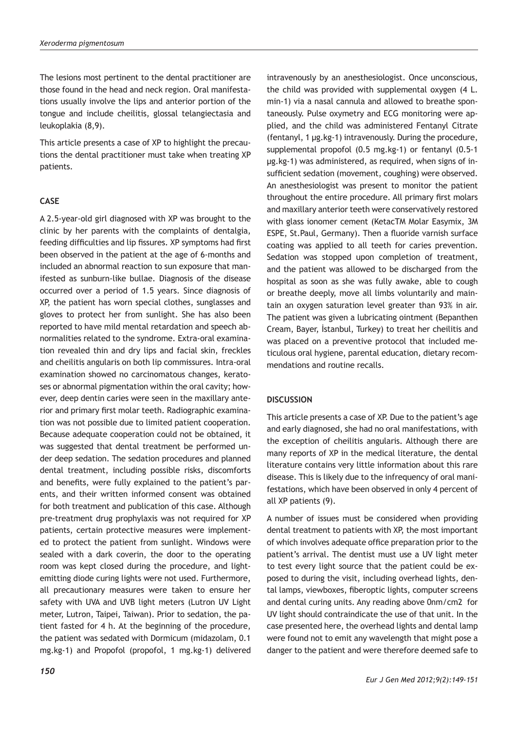The lesions most pertinent to the dental practitioner are those found in the head and neck region. Oral manifestations usually involve the lips and anterior portion of the tongue and include cheilitis, glossal telangiectasia and leukoplakia (8,9).

This article presents a case of XP to highlight the precautions the dental practitioner must take when treating XP patients.

## CASE

A 2.5-year-old girl diagnosed with XP was brought to the clinic by her parents with the complaints of dentalgia, feeding difficulties and lip fissures. XP symptoms had first been observed in the patient at the age of 6-months and included an abnormal reaction to sun exposure that manifested as sunburn-like bullae. Diagnosis of the disease occurred over a period of 1.5 years. Since diagnosis of XP, the patient has worn special clothes, sunglasses and gloves to protect her from sunlight. She has also been reported to have mild mental retardation and speech abnormalities related to the syndrome. Extra-oral examination revealed thin and dry lips and facial skin, freckles and cheilitis angularis on both lip commissures. Intra-oral examination showed no carcinomatous changes, keratoses or abnormal pigmentation within the oral cavity; however, deep dentin caries were seen in the maxillary anterior and primary first molar teeth. Radiographic examination was not possible due to limited patient cooperation. Because adequate cooperation could not be obtained, it was suggested that dental treatment be performed under deep sedation. The sedation procedures and planned dental treatment, including possible risks, discomforts and benefits, were fully explained to the patient's parents, and their written informed consent was obtained for both treatment and publication of this case. Although pre-treatment drug prophylaxis was not required for XP patients, certain protective measures were implemented to protect the patient from sunlight. Windows were sealed with a dark coverin, the door to the operating room was kept closed during the procedure, and light-emitting diode curing lights were not used. Furthermore, all precautionary measures were taken to ensure her safety with UVA and UVB light meters (Lutron UV Light meter, Lutron, Taipei, Taiwan). Prior to sedation, the patient fasted for 4 h. At the beginning of the procedure, the patient was sedated with Dormicum (midazolam, 0.1 mg.kg-1) and Propofol (propofol, 1 mg.kg-1) delivered intravenously by an anesthesiologist. Once unconscious, the child was provided with supplemental oxygen (4 L. min-1) via a nasal cannula and allowed to breathe spontaneously. Pulse oxymetry and ECG monitoring were applied, and the child was administered Fentanyl Citrate (fentanyl, 1 µg.kg-1) intravenously. During the procedure, supplemental propofol (0.5 mg.kg-1) or fentanyl (0.5-1 µg.kg-1) was administered, as required, when signs of insufficient sedation (movement, coughing) were observed. An anesthesiologist was present to monitor the patient throughout the entire procedure. All primary first molars and maxillary anterior teeth were conservatively restored with glass ionomer cement (KetacTM Molar Easymix, 3M ESPE, St.Paul, Germany). Then a fluoride varnish surface coating was applied to all teeth for caries prevention. Sedation was stopped upon completion of treatment, and the patient was allowed to be discharged from the hospital as soon as she was fully awake, able to cough or breathe deeply, move all limbs voluntarily and maintain an oxygen saturation level greater than 93% in air. The patient was given a lubricating ointment (Bepanthen Cream, Bayer, İstanbul, Turkey) to treat her cheilitis and was placed on a preventive protocol that included meticulous oral hygiene, parental education, dietary recommendations and routine recalls.

## DISCUSSION

This article presents a case of XP. Due to the patient's age and early diagnosed, she had no oral manifestations, with the exception of cheilitis angularis. Although there are many reports of XP in the medical literature, the dental literature contains very little information about this rare disease. This is likely due to the infrequency of oral manifestations, which have been observed in only 4 percent of all XP patients (9).

A number of issues must be considered when providing dental treatment to patients with XP, the most important of which involves adequate office preparation prior to the patient's arrival. The dentist must use a UV light meter to test every light source that the patient could be exposed to during the visit, including overhead lights, dental lamps, viewboxes, fiberoptic lights, computer screens and dental curing units. Any reading above 0nm/cm2 for UV light should contraindicate the use of that unit. In the case presented here, the overhead lights and dental lamp were found not to emit any wavelength that might pose a danger to the patient and were therefore deemed safe to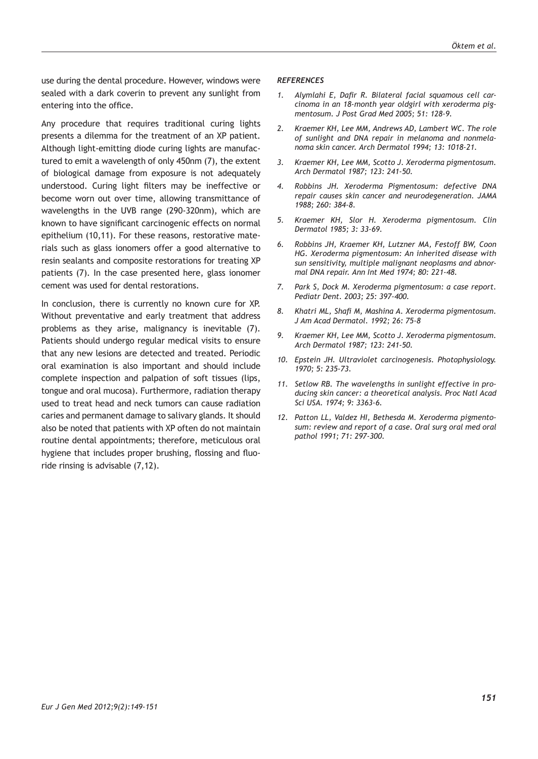use during the dental procedure. However, windows were sealed with a dark coverin to prevent any sunlight from entering into the office.

Any procedure that requires traditional curing lights presents a dilemma for the treatment of an XP patient. Although light-emitting diode curing lights are manufactured to emit a wavelength of only 450nm (7), the extent of biological damage from exposure is not adequately understood. Curing light filters may be ineffective or become worn out over time, allowing transmittance of wavelengths in the UVB range (290-320nm), which are known to have significant carcinogenic effects on normal epithelium (10,11). For these reasons, restorative materials such as glass ionomers offer a good alternative to resin sealants and composite restorations for treating XP patients (7). In the case presented here, glass ionomer cement was used for dental restorations.

In conclusion, there is currently no known cure for XP. Without preventative and early treatment that address problems as they arise, malignancy is inevitable (7). Patients should undergo regular medical visits to ensure that any new lesions are detected and treated. Periodic oral examination is also important and should include complete inspection and palpation of soft tissues (lips, tongue and oral mucosa). Furthermore, radiation therapy used to treat head and neck tumors can cause radiation caries and permanent damage to salivary glands. It should also be noted that patients with XP often do not maintain routine dental appointments; therefore, meticulous oral hygiene that includes proper brushing, flossing and fluoride rinsing is advisable (7,12).

### *REFERENCES*

1. *Alymlahi E, Dafir R. Bilateral facial squamous cell carcinoma in an 18-month year oldgirl with xeroderma pigmentosum. J Post Grad Med 2005; 51: 128-9.*
2. *Kraemer KH, Lee MM, Andrews AD, Lambert WC. The role of sunlight and DNA repair in melanoma and nonmelanoma skin cancer. Arch Dermatol 1994; 13: 1018-21.*
3. *Kraemer KH, Lee MM, Scotto J. Xeroderma pigmentosum. Arch Dermatol 1987; 123: 241-50.*
4. *Robbins JH. Xeroderma Pigmentosum: defective DNA repair causes skin cancer and neurodegeneration. JAMA 1988; 260: 384-8.*
5. *Kraemer KH, Slor H. Xeroderma pigmentosum. Clin Dermatol 1985; 3: 33-69.*
6. *Robbins JH, Kraemer KH, Lutzner MA, Festoff BW, Coon HG. Xeroderma pigmentosum: An inherited disease with sun sensitivity, multiple malignant neoplasms and abnormal DNA repair. Ann Int Med 1974; 80: 221-48.*
7. *Park S, Dock M. Xeroderma pigmentosum: a case report. Pediatr Dent. 2003; 25: 397-400.*
8. *Khatri ML, Shafi M, Mashina A. Xeroderma pigmentosum. J Am Acad Dermatol. 1992; 26: 75-8*
9. *Kraemer KH, Lee MM, Scotto J. Xeroderma pigmentosum. Arch Dermatol 1987; 123: 241-50.*
10. *Epstein JH. Ultraviolet carcinogenesis. Photophysiology. 1970; 5: 235-73.*
11. *Setlow RB. The wavelengths in sunlight effective in producing skin cancer: a theoretical analysis. Proc Natl Acad Sci USA. 1974; 9: 3363-6.*
12. *Patton LL, Valdez HI, Bethesda M. Xeroderma pigmentosum: review and report of a case. Oral surg oral med oral pathol 1991; 71: 297-300.*